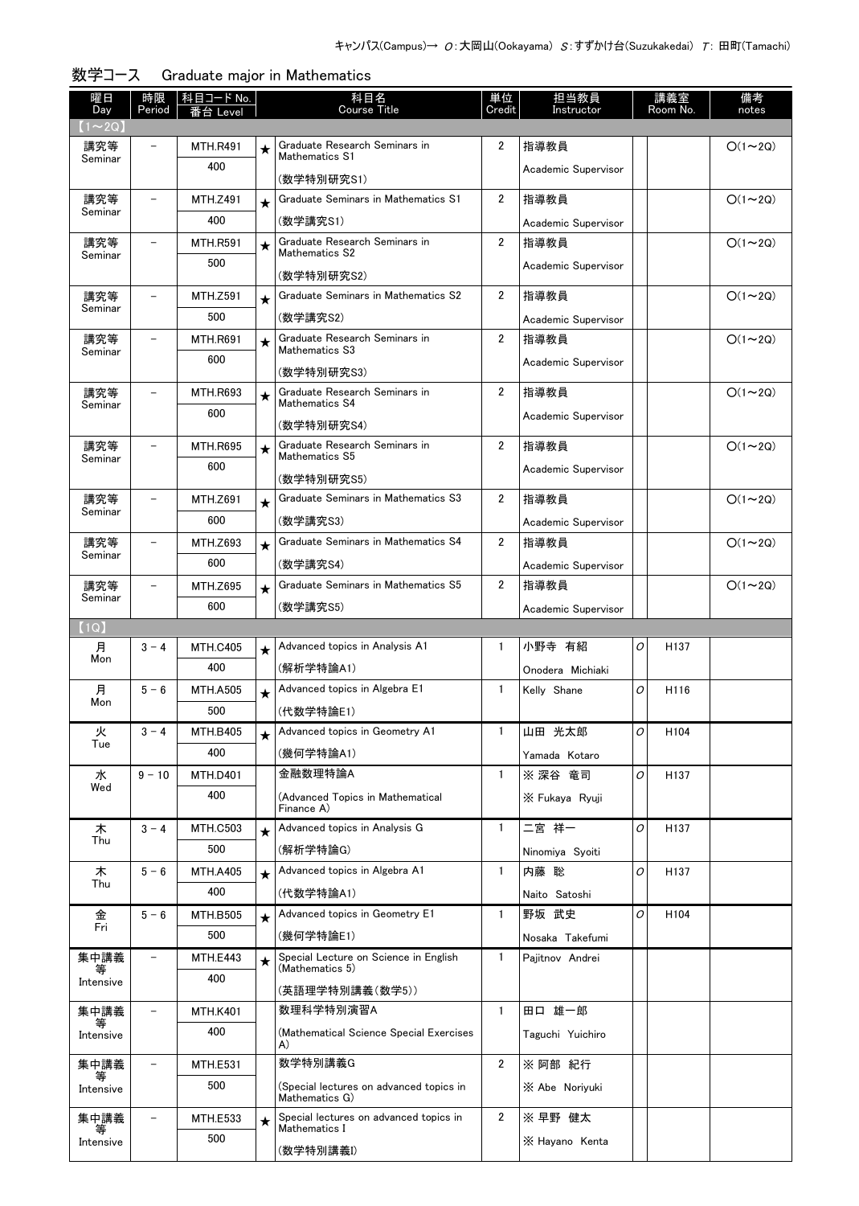キャンパス(Campus)→ O：大岡山(Ookayama) S：すずかけ台(Suzukakedai) T：田町(Tamachi)

## 数学コース　Graduate major in Mathematics

| 曜日 Day | 時限 Period | 科目コード No. 番台 Level | | 科目名 Course Title | 単位 Credit | 担当教員 Instructor | 講義室 Room No. | | 備考 notes |
|---|---|---|---|---|---|---|---|---|---|
| 【1～2Q】 | | | | | | | | | |
| 講究等 Seminar | － | MTH.R491 400 | ★ | Graduate Research Seminars in Mathematics S1 (数学特別研究S1) | 2 | 指導教員 Academic Supervisor | | | O(1～2Q) |
| 講究等 Seminar | － | MTH.Z491 400 | ★ | Graduate Seminars in Mathematics S1 (数学講究S1) | 2 | 指導教員 Academic Supervisor | | | O(1～2Q) |
| 講究等 Seminar | － | MTH.R591 500 | ★ | Graduate Research Seminars in Mathematics S2 (数学特別研究S2) | 2 | 指導教員 Academic Supervisor | | | O(1～2Q) |
| 講究等 Seminar | － | MTH.Z591 500 | ★ | Graduate Seminars in Mathematics S2 (数学講究S2) | 2 | 指導教員 Academic Supervisor | | | O(1～2Q) |
| 講究等 Seminar | － | MTH.R691 600 | ★ | Graduate Research Seminars in Mathematics S3 (数学特別研究S3) | 2 | 指導教員 Academic Supervisor | | | O(1～2Q) |
| 講究等 Seminar | － | MTH.R693 600 | ★ | Graduate Research Seminars in Mathematics S4 (数学特別研究S4) | 2 | 指導教員 Academic Supervisor | | | O(1～2Q) |
| 講究等 Seminar | － | MTH.R695 600 | ★ | Graduate Research Seminars in Mathematics S5 (数学特別研究S5) | 2 | 指導教員 Academic Supervisor | | | O(1～2Q) |
| 講究等 Seminar | － | MTH.Z691 600 | ★ | Graduate Seminars in Mathematics S3 (数学講究S3) | 2 | 指導教員 Academic Supervisor | | | O(1～2Q) |
| 講究等 Seminar | － | MTH.Z693 600 | ★ | Graduate Seminars in Mathematics S4 (数学講究S4) | 2 | 指導教員 Academic Supervisor | | | O(1～2Q) |
| 講究等 Seminar | － | MTH.Z695 600 | ★ | Graduate Seminars in Mathematics S5 (数学講究S5) | 2 | 指導教員 Academic Supervisor | | | O(1～2Q) |
| 【1Q】 | | | | | | | | | |
| 月 Mon | 3－4 | MTH.C405 400 | ★ | Advanced topics in Analysis A1 (解析学特論A1) | 1 | 小野寺 有紹 Onodera Michiaki | O | H137 | |
| 月 Mon | 5－6 | MTH.A505 500 | ★ | Advanced topics in Algebra E1 (代数学特論E1) | 1 | Kelly Shane | O | H116 | |
| 火 Tue | 3－4 | MTH.B405 400 | ★ | Advanced topics in Geometry A1 (幾何学特論A1) | 1 | 山田 光太郎 Yamada Kotaro | O | H104 | |
| 水 Wed | 9－10 | MTH.D401 400 | | 金融数理特論A (Advanced Topics in Mathematical Finance A) | 1 | ※ 深谷 竜司 ※ Fukaya Ryuji | O | H137 | |
| 木 Thu | 3－4 | MTH.C503 500 | ★ | Advanced topics in Analysis G (解析学特論G) | 1 | 二宮 祥一 Ninomiya Syoiti | O | H137 | |
| 木 Thu | 5－6 | MTH.A405 400 | ★ | Advanced topics in Algebra A1 (代数学特論A1) | 1 | 内藤 聡 Naito Satoshi | O | H137 | |
| 金 Fri | 5－6 | MTH.B505 500 | ★ | Advanced topics in Geometry E1 (幾何学特論E1) | 1 | 野坂 武史 Nosaka Takefumi | O | H104 | |
| 集中講義等 Intensive | － | MTH.E443 400 | ★ | Special Lecture on Science in English (Mathematics 5) (英語理学特別講義(数学5)) | 1 | Pajitnov Andrei | | | |
| 集中講義等 Intensive | － | MTH.K401 400 | | 数理科学特別演習A (Mathematical Science Special Exercises A) | 1 | 田口 雄一郎 Taguchi Yuichiro | | | |
| 集中講義等 Intensive | － | MTH.E531 500 | | 数学特別講義G (Special lectures on advanced topics in Mathematics G) | 2 | ※ 阿部 紀行 ※ Abe Noriyuki | | | |
| 集中講義等 Intensive | － | MTH.E533 500 | ★ | Special lectures on advanced topics in Mathematics I (数学特別講義I) | 2 | ※ 早野 健太 ※ Hayano Kenta | | | |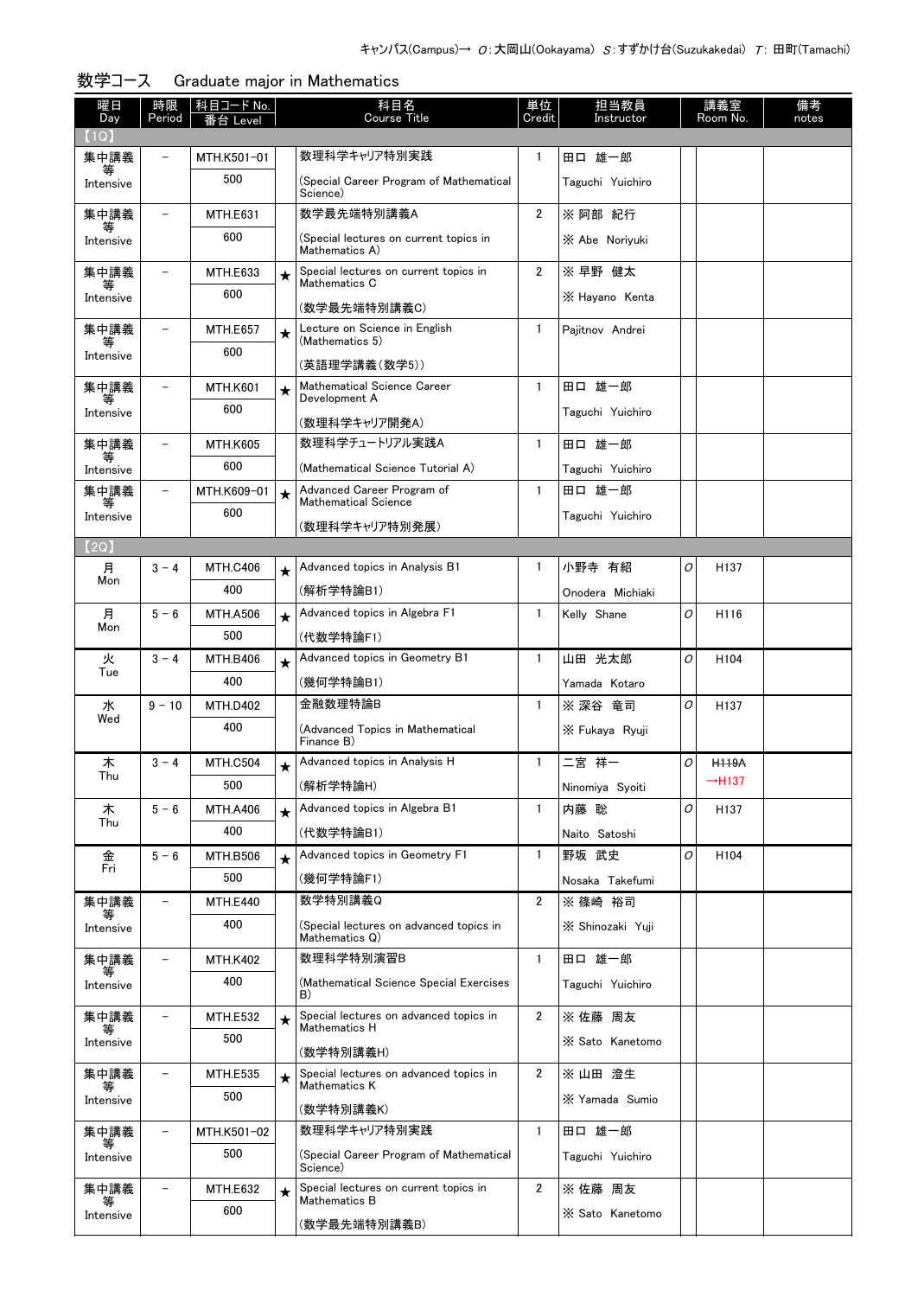キャンパス(Campus)→ O：大岡山(Ookayama) S：すずかけ台(Suzukakedai) T：田町(Tamachi)

## 数学コース　Graduate major in Mathematics

| 曜日 Day | 時限 Period | 科目コード No. 番台 Level | | 科目名 Course Title | 単位 Credit | 担当教員 Instructor | 講義室 Room No. | | 備考 notes |
|---|---|---|---|---|---|---|---|---|---|
| 【1Q】 | | | | | | | | | |
| 集中講義等 Intensive | － | MTH.K501-01 500 | | 数理科学キャリア特別実践 (Special Career Program of Mathematical Science) | 1 | 田口　雄一郎 Taguchi Yuichiro | | | |
| 集中講義等 Intensive | － | MTH.E631 600 | | 数学最先端特別講義A (Special lectures on current topics in Mathematics A) | 2 | ※ 阿部　紀行 ※ Abe Noriyuki | | | |
| 集中講義等 Intensive | － | MTH.E633 600 | ★ | Special lectures on current topics in Mathematics C (数学最先端特別講義C) | 2 | ※ 早野　健太 ※ Hayano Kenta | | | |
| 集中講義等 Intensive | － | MTH.E657 600 | ★ | Lecture on Science in English (Mathematics 5) (英語理学講義(数学5)) | 1 | Pajitnov Andrei | | | |
| 集中講義等 Intensive | － | MTH.K601 600 | ★ | Mathematical Science Career Development A (数理科学キャリア開発A) | 1 | 田口　雄一郎 Taguchi Yuichiro | | | |
| 集中講義等 Intensive | － | MTH.K605 600 | | 数理科学チュートリアル実践A (Mathematical Science Tutorial A) | 1 | 田口　雄一郎 Taguchi Yuichiro | | | |
| 集中講義等 Intensive | － | MTH.K609-01 600 | ★ | Advanced Career Program of Mathematical Science (数理科学キャリア特別発展) | 1 | 田口　雄一郎 Taguchi Yuichiro | | | |
| 【2Q】 | | | | | | | | | |
| 月 Mon | 3－4 | MTH.C406 400 | ★ | Advanced topics in Analysis B1 (解析学特論B1) | 1 | 小野寺　有紹 Onodera Michiaki | O | H137 | |
| 月 Mon | 5－6 | MTH.A506 500 | ★ | Advanced topics in Algebra F1 (代数学特論F1) | 1 | Kelly Shane | O | H116 | |
| 火 Tue | 3－4 | MTH.B406 400 | ★ | Advanced topics in Geometry B1 (幾何学特論B1) | 1 | 山田　光太郎 Yamada Kotaro | O | H104 | |
| 水 Wed | 9－10 | MTH.D402 400 | | 金融数理特論B (Advanced Topics in Mathematical Finance B) | 1 | ※ 深谷　竜司 ※ Fukaya Ryuji | O | H137 | |
| 木 Thu | 3－4 | MTH.C504 500 | ★ | Advanced topics in Analysis H (解析学特論H) | 1 | 二宮　祥一 Ninomiya Syoiti | O | ~~H119A~~ →H137 | |
| 木 Thu | 5－6 | MTH.A406 400 | ★ | Advanced topics in Algebra B1 (代数学特論B1) | 1 | 内藤　聡 Naito Satoshi | O | H137 | |
| 金 Fri | 5－6 | MTH.B506 500 | ★ | Advanced topics in Geometry F1 (幾何学特論F1) | 1 | 野坂　武史 Nosaka Takefumi | O | H104 | |
| 集中講義等 Intensive | － | MTH.E440 400 | | 数学特別講義Q (Special lectures on advanced topics in Mathematics Q) | 2 | ※ 篠崎　裕司 ※ Shinozaki Yuji | | | |
| 集中講義等 Intensive | － | MTH.K402 400 | | 数理科学特別演習B (Mathematical Science Special Exercises B) | 1 | 田口　雄一郎 Taguchi Yuichiro | | | |
| 集中講義等 Intensive | － | MTH.E532 500 | ★ | Special lectures on advanced topics in Mathematics H (数学特別講義H) | 2 | ※ 佐藤　周友 ※ Sato Kanetomo | | | |
| 集中講義等 Intensive | － | MTH.E535 500 | ★ | Special lectures on advanced topics in Mathematics K (数学特別講義K) | 2 | ※ 山田　澄生 ※ Yamada Sumio | | | |
| 集中講義等 Intensive | － | MTH.K501-02 500 | | 数理科学キャリア特別実践 (Special Career Program of Mathematical Science) | 1 | 田口　雄一郎 Taguchi Yuichiro | | | |
| 集中講義等 Intensive | － | MTH.E632 600 | ★ | Special lectures on current topics in Mathematics B (数学最先端特別講義B) | 2 | ※ 佐藤　周友 ※ Sato Kanetomo | | | |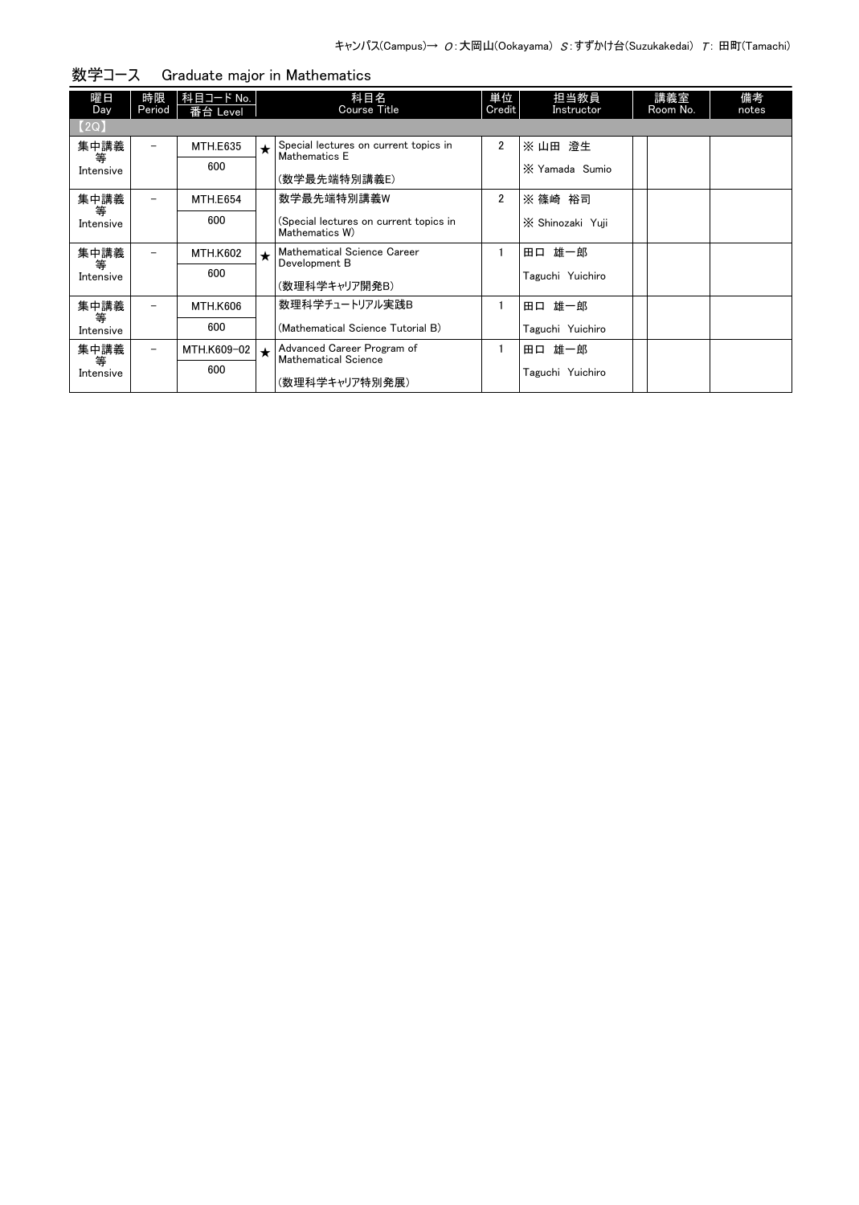キャンパス(Campus)→ O:大岡山(Ookayama) S:すずかけ台(Suzukakedai) T: 田町(Tamachi)

## 数学コース　Graduate major in Mathematics

| 曜日 Day | 時限 Period | 科目コード No. 番台 Level | | 科目名 Course Title | 単位 Credit | 担当教員 Instructor | | 講義室 Room No. | 備考 notes |
|---|---|---|---|---|---|---|---|---|---|
| 【2Q】 | | | | | | | | | |
| 集中講義等 Intensive | － | MTH.E635 600 | ★ | Special lectures on current topics in Mathematics E (数学最先端特別講義E) | 2 | ※ 山田 澄生 ※ Yamada Sumio | | | |
| 集中講義等 Intensive | － | MTH.E654 600 | | 数学最先端特別講義W (Special lectures on current topics in Mathematics W) | 2 | ※ 篠崎 裕司 ※ Shinozaki Yuji | | | |
| 集中講義等 Intensive | － | MTH.K602 600 | ★ | Mathematical Science Career Development B (数理科学キャリア開発B) | 1 | 田口 雄一郎 Taguchi Yuichiro | | | |
| 集中講義等 Intensive | － | MTH.K606 600 | | 数理科学チュートリアル実践B (Mathematical Science Tutorial B) | 1 | 田口 雄一郎 Taguchi Yuichiro | | | |
| 集中講義等 Intensive | － | MTH.K609-02 600 | ★ | Advanced Career Program of Mathematical Science (数理科学キャリア特別発展) | 1 | 田口 雄一郎 Taguchi Yuichiro | | | |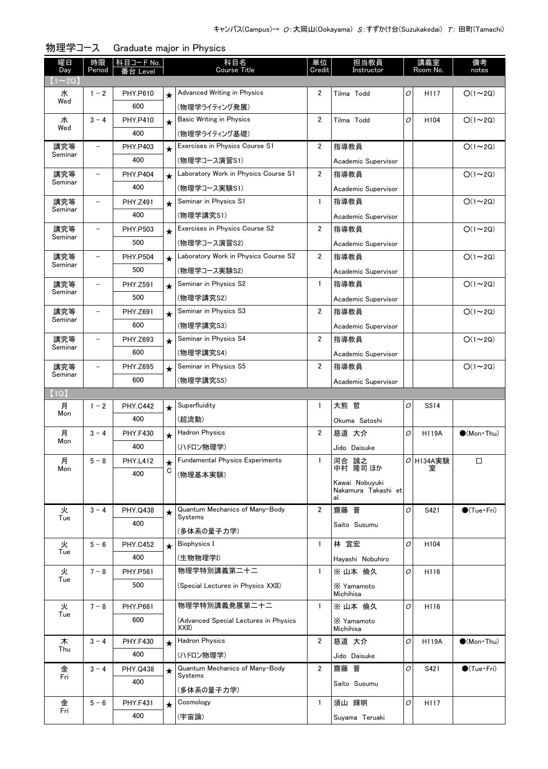キャンパス(Campus)→ O:大岡山(Ookayama) S:すずかけ台(Suzukakedai) T: 田町(Tamachi)

## 物理学コース　Graduate major in Physics

| 曜日 Day | 時限 Period | 科目コード No. 番台 Level | | 科目名 Course Title | 単位 Credit | 担当教員 Instructor | | 講義室 Room No. | 備考 notes |
|---|---|---|---|---|---|---|---|---|---|
| 【1～2Q】 | | | | | | | | | |
| 水 Wed | 1 - 2 | PHY.P610 600 | ★ | Advanced Writing in Physics (物理学ライティング発展) | 2 | Tilma Todd | O | H117 | ○(1～2Q) |
| 水 Wed | 3 - 4 | PHY.P410 400 | ★ | Basic Writing in Physics (物理学ライティング基礎) | 2 | Tilma Todd | O | H104 | ○(1～2Q) |
| 講究等 Seminar | − | PHY.P403 400 | ★ | Exercises in Physics Course S1 (物理学コース演習S1) | 2 | 指導教員 Academic Supervisor | | | ○(1～2Q) |
| 講究等 Seminar | − | PHY.P404 400 | ★ | Laboratory Work in Physics Course S1 (物理学コース実験S1) | 2 | 指導教員 Academic Supervisor | | | ○(1～2Q) |
| 講究等 Seminar | − | PHY.Z491 400 | ★ | Seminar in Physics S1 (物理学講究S1) | 1 | 指導教員 Academic Supervisor | | | ○(1～2Q) |
| 講究等 Seminar | − | PHY.P503 500 | ★ | Exercises in Physics Course S2 (物理学コース演習S2) | 2 | 指導教員 Academic Supervisor | | | ○(1～2Q) |
| 講究等 Seminar | − | PHY.P504 500 | ★ | Laboratory Work in Physics Course S2 (物理学コース実験S2) | 2 | 指導教員 Academic Supervisor | | | ○(1～2Q) |
| 講究等 Seminar | − | PHY.Z591 500 | ★ | Seminar in Physics S2 (物理学講究S2) | 1 | 指導教員 Academic Supervisor | | | ○(1～2Q) |
| 講究等 Seminar | − | PHY.Z691 600 | ★ | Seminar in Physics S3 (物理学講究S3) | 2 | 指導教員 Academic Supervisor | | | ○(1～2Q) |
| 講究等 Seminar | − | PHY.Z693 600 | ★ | Seminar in Physics S4 (物理学講究S4) | 2 | 指導教員 Academic Supervisor | | | ○(1～2Q) |
| 講究等 Seminar | − | PHY.Z695 600 | ★ | Seminar in Physics S5 (物理学講究S5) | 2 | 指導教員 Academic Supervisor | | | ○(1～2Q) |
| 【1Q】 | | | | | | | | | |
| 月 Mon | 1 - 2 | PHY.C442 400 | ★ | Superfluidity (超流動) | 1 | 大熊 哲 Okuma Satoshi | O | S514 | |
| 月 Mon | 3 - 4 | PHY.F430 400 | ★ | Hadron Physics (ハドロン物理学) | 2 | 慈道 大介 Jido Daisuke | O | H119A | ●(Mon・Thu) |
| 月 Mon | 5 - 8 | PHY.L412 400 | ★ C | Fundamental Physics Experiments (物理基本実験) | 1 | 河合 誠之 中村 隆司 ほか Kawai Nobuyuki Nakamura Takashi et al. | O | H134A実験室 | □ |
| 火 Tue | 3 - 4 | PHY.Q438 400 | ★ | Quantum Mechanics of Many-Body Systems (多体系の量子力学) | 2 | 齋藤 晋 Saito Susumu | O | S421 | ●(Tue・Fri) |
| 火 Tue | 5 - 6 | PHY.C452 400 | ★ | Biophysics I (生物物理学I) | 1 | 林 宣宏 Hayashi Nobuhiro | O | H104 | |
| 火 Tue | 7 - 8 | PHY.P561 500 | | 物理学特別講義第二十二 (Special Lectures in Physics XXII) | 1 | ※ 山本 倫久 ※ Yamamoto Michihisa | O | H116 | |
| 火 Tue | 7 - 8 | PHY.P661 600 | | 物理学特別講義発展第二十二 (Advanced Special Lectures in Physics XXII) | 1 | ※ 山本 倫久 ※ Yamamoto Michihisa | O | H116 | |
| 木 Thu | 3 - 4 | PHY.F430 400 | ★ | Hadron Physics (ハドロン物理学) | 2 | 慈道 大介 Jido Daisuke | O | H119A | ●(Mon・Thu) |
| 金 Fri | 3 - 4 | PHY.Q438 400 | ★ | Quantum Mechanics of Many-Body Systems (多体系の量子力学) | 2 | 齋藤 晋 Saito Susumu | O | S421 | ●(Tue・Fri) |
| 金 Fri | 5 - 6 | PHY.F431 400 | ★ | Cosmology (宇宙論) | 1 | 須山 輝明 Suyama Teruaki | O | H117 | |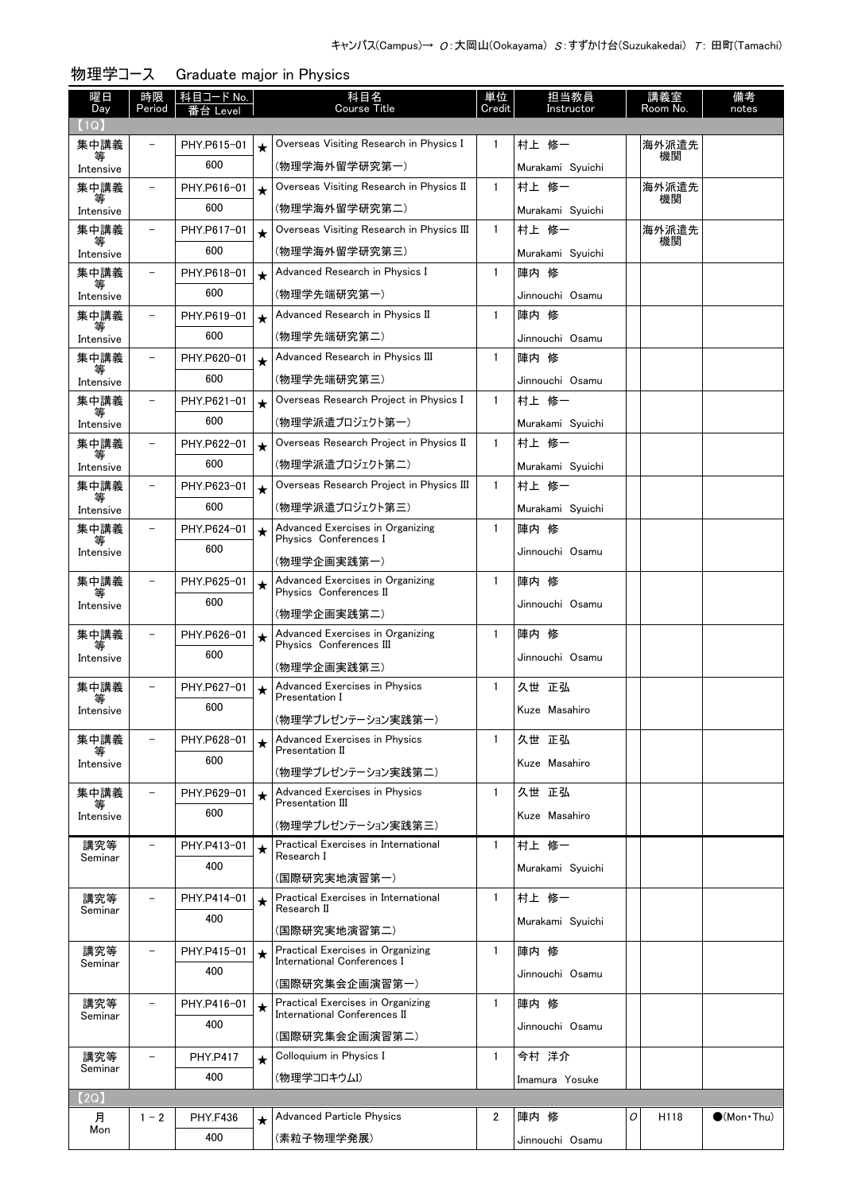キャンパス(Campus)→ O:大岡山(Ookayama) S:すずかけ台(Suzukakedai) T: 田町(Tamachi)

## 物理学コース　Graduate major in Physics

| 曜日 Day | 時限 Period | 科目コード No. 番台 Level | | 科目名 Course Title | 単位 Credit | 担当教員 Instructor | | 講義室 Room No. | 備考 notes |
|---|---|---|---|---|---|---|---|---|---|
| 【1Q】 | | | | | | | | | |
| 集中講義等 Intensive | － | PHY.P615-01 600 | ★ | Overseas Visiting Research in Physics I (物理学海外留学研究第一) | 1 | 村上 修一 Murakami Syuichi | | 海外派遣先機関 | |
| 集中講義等 Intensive | － | PHY.P616-01 600 | ★ | Overseas Visiting Research in Physics II (物理学海外留学研究第二) | 1 | 村上 修一 Murakami Syuichi | | 海外派遣先機関 | |
| 集中講義等 Intensive | － | PHY.P617-01 600 | ★ | Overseas Visiting Research in Physics III (物理学海外留学研究第三) | 1 | 村上 修一 Murakami Syuichi | | 海外派遣先機関 | |
| 集中講義等 Intensive | － | PHY.P618-01 600 | ★ | Advanced Research in Physics I (物理学先端研究第一) | 1 | 陣内 修 Jinnouchi Osamu | | | |
| 集中講義等 Intensive | － | PHY.P619-01 600 | ★ | Advanced Research in Physics II (物理学先端研究第二) | 1 | 陣内 修 Jinnouchi Osamu | | | |
| 集中講義等 Intensive | － | PHY.P620-01 600 | ★ | Advanced Research in Physics III (物理学先端研究第三) | 1 | 陣内 修 Jinnouchi Osamu | | | |
| 集中講義等 Intensive | － | PHY.P621-01 600 | ★ | Overseas Research Project in Physics I (物理学派遣プロジェクト第一) | 1 | 村上 修一 Murakami Syuichi | | | |
| 集中講義等 Intensive | － | PHY.P622-01 600 | ★ | Overseas Research Project in Physics II (物理学派遣プロジェクト第二) | 1 | 村上 修一 Murakami Syuichi | | | |
| 集中講義等 Intensive | － | PHY.P623-01 600 | ★ | Overseas Research Project in Physics III (物理学派遣プロジェクト第三) | 1 | 村上 修一 Murakami Syuichi | | | |
| 集中講義等 Intensive | － | PHY.P624-01 600 | ★ | Advanced Exercises in Organizing Physics Conferences I (物理学企画実践第一) | 1 | 陣内 修 Jinnouchi Osamu | | | |
| 集中講義等 Intensive | － | PHY.P625-01 600 | ★ | Advanced Exercises in Organizing Physics Conferences II (物理学企画実践第二) | 1 | 陣内 修 Jinnouchi Osamu | | | |
| 集中講義等 Intensive | － | PHY.P626-01 600 | ★ | Advanced Exercises in Organizing Physics Conferences III (物理学企画実践第三) | 1 | 陣内 修 Jinnouchi Osamu | | | |
| 集中講義等 Intensive | － | PHY.P627-01 600 | ★ | Advanced Exercises in Physics Presentation I (物理学プレゼンテーション実践第一) | 1 | 久世 正弘 Kuze Masahiro | | | |
| 集中講義等 Intensive | － | PHY.P628-01 600 | ★ | Advanced Exercises in Physics Presentation II (物理学プレゼンテーション実践第二) | 1 | 久世 正弘 Kuze Masahiro | | | |
| 集中講義等 Intensive | － | PHY.P629-01 600 | ★ | Advanced Exercises in Physics Presentation III (物理学プレゼンテーション実践第三) | 1 | 久世 正弘 Kuze Masahiro | | | |
| 講究等 Seminar | － | PHY.P413-01 400 | ★ | Practical Exercises in International Research I (国際研究実地演習第一) | 1 | 村上 修一 Murakami Syuichi | | | |
| 講究等 Seminar | － | PHY.P414-01 400 | ★ | Practical Exercises in International Research II (国際研究実地演習第二) | 1 | 村上 修一 Murakami Syuichi | | | |
| 講究等 Seminar | － | PHY.P415-01 400 | ★ | Practical Exercises in Organizing International Conferences I (国際研究集会企画演習第一) | 1 | 陣内 修 Jinnouchi Osamu | | | |
| 講究等 Seminar | － | PHY.P416-01 400 | ★ | Practical Exercises in Organizing International Conferences II (国際研究集会企画演習第二) | 1 | 陣内 修 Jinnouchi Osamu | | | |
| 講究等 Seminar | － | PHY.P417 400 | ★ | Colloquium in Physics I (物理学コロキウムI) | 1 | 今村 洋介 Imamura Yosuke | | | |
| 【2Q】 | | | | | | | | | |
| 月 Mon | 1－2 | PHY.F436 400 | ★ | Advanced Particle Physics (素粒子物理学発展) | 2 | 陣内 修 Jinnouchi Osamu | O | H118 | ●(Mon・Thu) |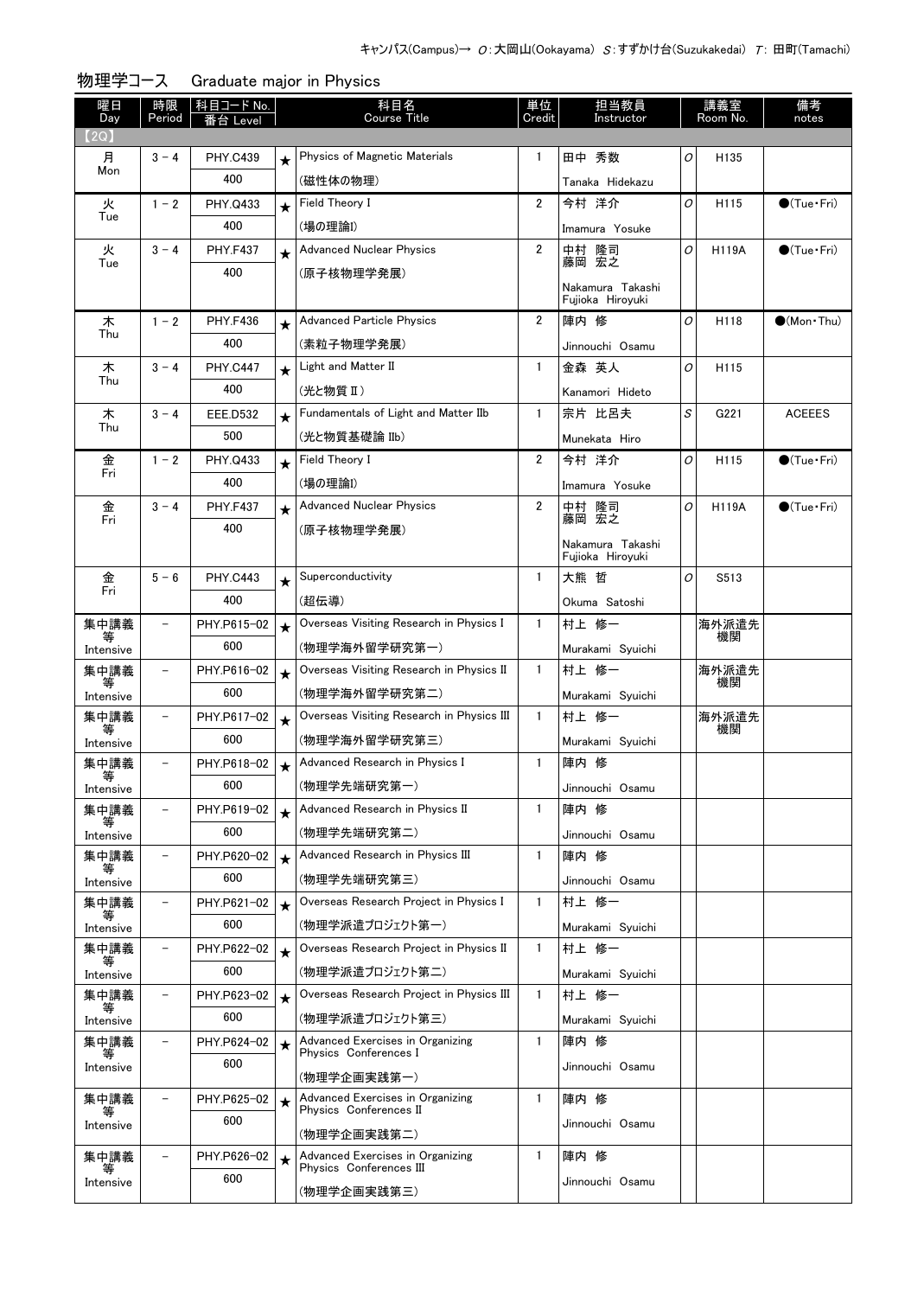キャンパス(Campus)→ O:大岡山(Ookayama) S:すずかけ台(Suzukakedai) T:田町(Tamachi)

## 物理学コース　Graduate major in Physics

| 曜日 Day | 時限 Period | 科目コード No. 番台 Level | | 科目名 Course Title | 単位 Credit | 担当教員 Instructor | | 講義室 Room No. | 備考 notes |
|---|---|---|---|---|---|---|---|---|---|
| 【2Q】 | | | | | | | | | |
| 月 Mon | 3－4 | PHY.C439 400 | ★ | Physics of Magnetic Materials (磁性体の物理) | 1 | 田中 秀数 Tanaka Hidekazu | O | H135 | |
| 火 Tue | 1－2 | PHY.Q433 400 | ★ | Field Theory I (場の理論I) | 2 | 今村 洋介 Imamura Yosuke | O | H115 | ●(Tue・Fri) |
| 火 Tue | 3－4 | PHY.F437 400 | ★ | Advanced Nuclear Physics (原子核物理学発展) | 2 | 中村 隆司 藤岡 宏之 Nakamura Takashi Fujioka Hiroyuki | O | H119A | ●(Tue・Fri) |
| 木 Thu | 1－2 | PHY.F436 400 | ★ | Advanced Particle Physics (素粒子物理学発展) | 2 | 陣内 修 Jinnouchi Osamu | O | H118 | ●(Mon・Thu) |
| 木 Thu | 3－4 | PHY.C447 400 | ★ | Light and Matter II (光と物質 II) | 1 | 金森 英人 Kanamori Hideto | O | H115 | |
| 木 Thu | 3－4 | EEE.D532 500 | ★ | Fundamentals of Light and Matter IIb (光と物質基礎論 IIb) | 1 | 宗片 比呂夫 Munekata Hiro | S | G221 | ACEEES |
| 金 Fri | 1－2 | PHY.Q433 400 | ★ | Field Theory I (場の理論I) | 2 | 今村 洋介 Imamura Yosuke | O | H115 | ●(Tue・Fri) |
| 金 Fri | 3－4 | PHY.F437 400 | ★ | Advanced Nuclear Physics (原子核物理学発展) | 2 | 中村 隆司 藤岡 宏之 Nakamura Takashi Fujioka Hiroyuki | O | H119A | ●(Tue・Fri) |
| 金 Fri | 5－6 | PHY.C443 400 | ★ | Superconductivity (超伝導) | 1 | 大熊 哲 Okuma Satoshi | O | S513 | |
| 集中講義等 Intensive | － | PHY.P615-02 600 | ★ | Overseas Visiting Research in Physics I (物理学海外留学研究第一) | 1 | 村上 修一 Murakami Syuichi | | 海外派遣先機関 | |
| 集中講義等 Intensive | － | PHY.P616-02 600 | ★ | Overseas Visiting Research in Physics II (物理学海外留学研究第二) | 1 | 村上 修一 Murakami Syuichi | | 海外派遣先機関 | |
| 集中講義等 Intensive | － | PHY.P617-02 600 | ★ | Overseas Visiting Research in Physics III (物理学海外留学研究第三) | 1 | 村上 修一 Murakami Syuichi | | 海外派遣先機関 | |
| 集中講義等 Intensive | － | PHY.P618-02 600 | ★ | Advanced Research in Physics I (物理学先端研究第一) | 1 | 陣内 修 Jinnouchi Osamu | | | |
| 集中講義等 Intensive | － | PHY.P619-02 600 | ★ | Advanced Research in Physics II (物理学先端研究第二) | 1 | 陣内 修 Jinnouchi Osamu | | | |
| 集中講義等 Intensive | － | PHY.P620-02 600 | ★ | Advanced Research in Physics III (物理学先端研究第三) | 1 | 陣内 修 Jinnouchi Osamu | | | |
| 集中講義等 Intensive | － | PHY.P621-02 600 | ★ | Overseas Research Project in Physics I (物理学派遣プロジェクト第一) | 1 | 村上 修一 Murakami Syuichi | | | |
| 集中講義等 Intensive | － | PHY.P622-02 600 | ★ | Overseas Research Project in Physics II (物理学派遣プロジェクト第二) | 1 | 村上 修一 Murakami Syuichi | | | |
| 集中講義等 Intensive | － | PHY.P623-02 600 | ★ | Overseas Research Project in Physics III (物理学派遣プロジェクト第三) | 1 | 村上 修一 Murakami Syuichi | | | |
| 集中講義等 Intensive | － | PHY.P624-02 600 | ★ | Advanced Exercises in Organizing Physics Conferences I (物理学企画実践第一) | 1 | 陣内 修 Jinnouchi Osamu | | | |
| 集中講義等 Intensive | － | PHY.P625-02 600 | ★ | Advanced Exercises in Organizing Physics Conferences II (物理学企画実践第二) | 1 | 陣内 修 Jinnouchi Osamu | | | |
| 集中講義等 Intensive | － | PHY.P626-02 600 | ★ | Advanced Exercises in Organizing Physics Conferences III (物理学企画実践第三) | 1 | 陣内 修 Jinnouchi Osamu | | | |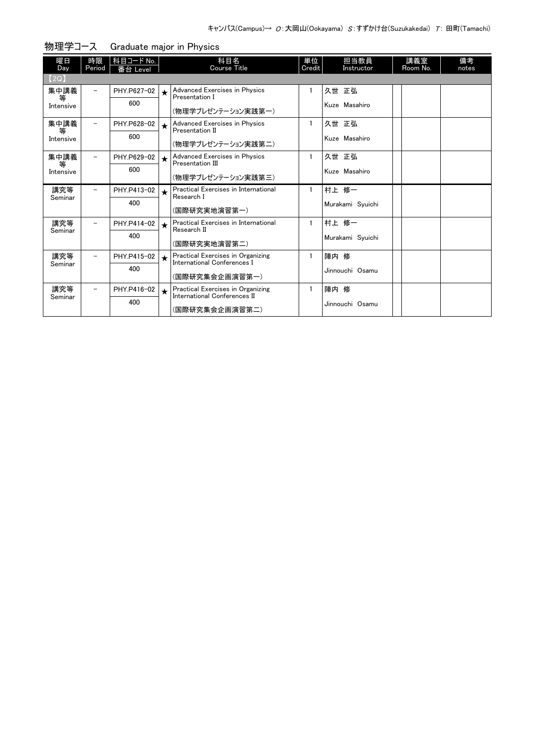キャンパス(Campus)→ O:大岡山(Ookayama) S:すずかけ台(Suzukakedai) T: 田町(Tamachi)

## 物理学コース　Graduate major in Physics

| 曜日 Day | 時限 Period | 科目コード No. 番台 Level | | 科目名 Course Title | 単位 Credit | 担当教員 Instructor | | 講義室 Room No. | 備考 notes |
|---|---|---|---|---|---|---|---|---|---|
| 【2Q】 | | | | | | | | | |
| 集中講義等 Intensive | － | PHY.P627-02 600 | ★ | Advanced Exercises in Physics Presentation I (物理学プレゼンテーション実践第一) | 1 | 久世 正弘 Kuze Masahiro | | | |
| 集中講義等 Intensive | － | PHY.P628-02 600 | ★ | Advanced Exercises in Physics Presentation II (物理学プレゼンテーション実践第二) | 1 | 久世 正弘 Kuze Masahiro | | | |
| 集中講義等 Intensive | － | PHY.P629-02 600 | ★ | Advanced Exercises in Physics Presentation III (物理学プレゼンテーション実践第三) | 1 | 久世 正弘 Kuze Masahiro | | | |
| 講究等 Seminar | － | PHY.P413-02 400 | ★ | Practical Exercises in International Research I (国際研究実地演習第一) | 1 | 村上 修一 Murakami Syuichi | | | |
| 講究等 Seminar | － | PHY.P414-02 400 | ★ | Practical Exercises in International Research II (国際研究実地演習第二) | 1 | 村上 修一 Murakami Syuichi | | | |
| 講究等 Seminar | － | PHY.P415-02 400 | ★ | Practical Exercises in Organizing International Conferences I (国際研究集会企画演習第一) | 1 | 陣内 修 Jinnouchi Osamu | | | |
| 講究等 Seminar | － | PHY.P416-02 400 | ★ | Practical Exercises in Organizing International Conferences II (国際研究集会企画演習第二) | 1 | 陣内 修 Jinnouchi Osamu | | | |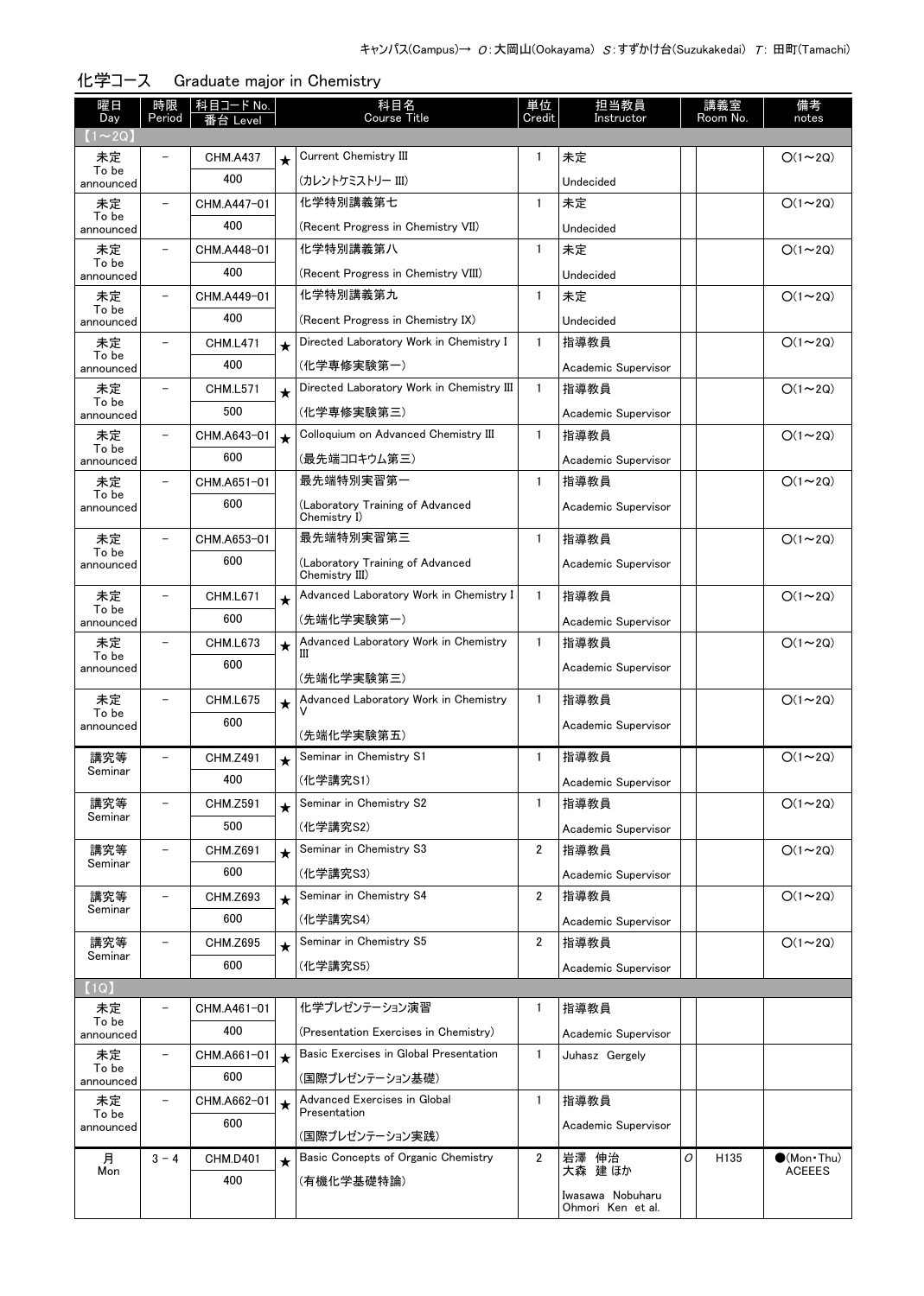キャンパス(Campus)→ O:大岡山(Ookayama) S:すずかけ台(Suzukakedai) T: 田町(Tamachi)

## 化学コース　Graduate major in Chemistry

| 曜日 Day | 時限 Period | 科目コード No. 番台 Level | | 科目名 Course Title | 単位 Credit | 担当教員 Instructor | 講義室 Room No. | | 備考 notes |
|---|---|---|---|---|---|---|---|---|---|
| 【1～2Q】 | | | | | | | | | |
| 未定 To be announced | － | CHM.A437 400 | ★ | Current Chemistry III (カレントケミストリー III) | 1 | 未定 Undecided | | | O(1～2Q) |
| 未定 To be announced | － | CHM.A447-01 400 | | 化学特別講義第七 (Recent Progress in Chemistry VII) | 1 | 未定 Undecided | | | O(1～2Q) |
| 未定 To be announced | － | CHM.A448-01 400 | | 化学特別講義第八 (Recent Progress in Chemistry VIII) | 1 | 未定 Undecided | | | O(1～2Q) |
| 未定 To be announced | － | CHM.A449-01 400 | | 化学特別講義第九 (Recent Progress in Chemistry IX) | 1 | 未定 Undecided | | | O(1～2Q) |
| 未定 To be announced | － | CHM.L471 400 | ★ | Directed Laboratory Work in Chemistry I (化学専修実験第一) | 1 | 指導教員 Academic Supervisor | | | O(1～2Q) |
| 未定 To be announced | － | CHM.L571 500 | ★ | Directed Laboratory Work in Chemistry III (化学専修実験第三) | 1 | 指導教員 Academic Supervisor | | | O(1～2Q) |
| 未定 To be announced | － | CHM.A643-01 600 | ★ | Colloquium on Advanced Chemistry III (最先端コロキウム第三) | 1 | 指導教員 Academic Supervisor | | | O(1～2Q) |
| 未定 To be announced | － | CHM.A651-01 600 | | 最先端特別実習第一 (Laboratory Training of Advanced Chemistry I) | 1 | 指導教員 Academic Supervisor | | | O(1～2Q) |
| 未定 To be announced | － | CHM.A653-01 600 | | 最先端特別実習第三 (Laboratory Training of Advanced Chemistry III) | 1 | 指導教員 Academic Supervisor | | | O(1～2Q) |
| 未定 To be announced | － | CHM.L671 600 | ★ | Advanced Laboratory Work in Chemistry I (先端化学実験第一) | 1 | 指導教員 Academic Supervisor | | | O(1～2Q) |
| 未定 To be announced | － | CHM.L673 600 | ★ | Advanced Laboratory Work in Chemistry III (先端化学実験第三) | 1 | 指導教員 Academic Supervisor | | | O(1～2Q) |
| 未定 To be announced | － | CHM.L675 600 | ★ | Advanced Laboratory Work in Chemistry V (先端化学実験第五) | 1 | 指導教員 Academic Supervisor | | | O(1～2Q) |
| 講究等 Seminar | － | CHM.Z491 400 | ★ | Seminar in Chemistry S1 (化学講究S1) | 1 | 指導教員 Academic Supervisor | | | O(1～2Q) |
| 講究等 Seminar | － | CHM.Z591 500 | ★ | Seminar in Chemistry S2 (化学講究S2) | 1 | 指導教員 Academic Supervisor | | | O(1～2Q) |
| 講究等 Seminar | － | CHM.Z691 600 | ★ | Seminar in Chemistry S3 (化学講究S3) | 2 | 指導教員 Academic Supervisor | | | O(1～2Q) |
| 講究等 Seminar | － | CHM.Z693 600 | ★ | Seminar in Chemistry S4 (化学講究S4) | 2 | 指導教員 Academic Supervisor | | | O(1～2Q) |
| 講究等 Seminar | － | CHM.Z695 600 | ★ | Seminar in Chemistry S5 (化学講究S5) | 2 | 指導教員 Academic Supervisor | | | O(1～2Q) |
| 【1Q】 | | | | | | | | | |
| 未定 To be announced | － | CHM.A461-01 400 | | 化学プレゼンテーション演習 (Presentation Exercises in Chemistry) | 1 | 指導教員 Academic Supervisor | | | |
| 未定 To be announced | － | CHM.A661-01 600 | ★ | Basic Exercises in Global Presentation (国際プレゼンテーション基礎) | 1 | Juhasz Gergely | | | |
| 未定 To be announced | － | CHM.A662-01 600 | ★ | Advanced Exercises in Global Presentation (国際プレゼンテーション実践) | 1 | 指導教員 Academic Supervisor | | | |
| 月 Mon | 3 - 4 | CHM.D401 400 | ★ | Basic Concepts of Organic Chemistry (有機化学基礎特論) | 2 | 岩澤 伸治 大森 建 ほか Iwasawa Nobuharu Ohmori Ken et al. | O | H135 | ●(Mon・Thu) ACEEES |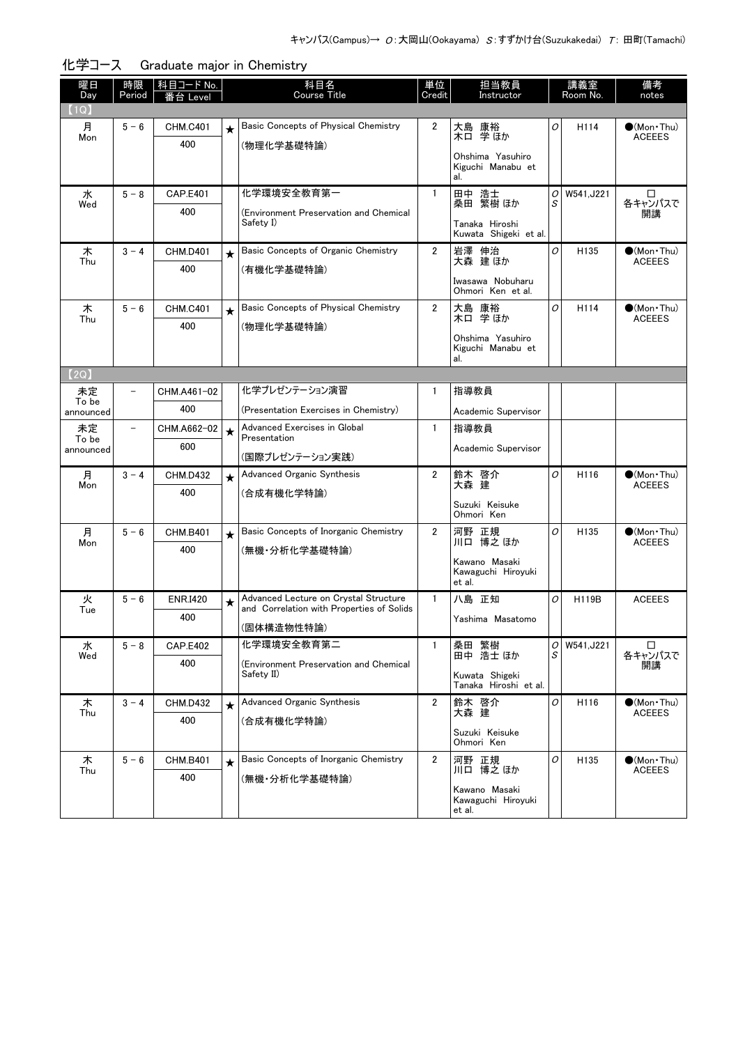キャンパス(Campus)→ O：大岡山(Ookayama) S：すずかけ台(Suzukakedai) T：田町(Tamachi)

## 化学コース　Graduate major in Chemistry

| 曜日 Day | 時限 Period | 科目コード No. 番台 Level | | 科目名 Course Title | 単位 Credit | 担当教員 Instructor | | 講義室 Room No. | 備考 notes |
|---|---|---|---|---|---|---|---|---|---|
| 【1Q】 | | | | | | | | | |
| 月 Mon | 5－6 | CHM.C401 400 | ★ | Basic Concepts of Physical Chemistry (物理化学基礎特論) | 2 | 大島 康裕 木口 学 ほか Ohshima Yasuhiro Kiguchi Manabu et al. | O | H114 | ●(Mon・Thu) ACEEES |
| 水 Wed | 5－8 | CAP.E401 400 | | 化学環境安全教育第一 (Environment Preservation and Chemical Safety I) | 1 | 田中 浩士 桑田 繁樹 ほか Tanaka Hiroshi Kuwata Shigeki et al. | O S | W541,J221 | □ 各キャンパスで開講 |
| 木 Thu | 3－4 | CHM.D401 400 | ★ | Basic Concepts of Organic Chemistry (有機化学基礎特論) | 2 | 岩澤 伸治 大森 建 ほか Iwasawa Nobuharu Ohmori Ken et al. | O | H135 | ●(Mon・Thu) ACEEES |
| 木 Thu | 5－6 | CHM.C401 400 | ★ | Basic Concepts of Physical Chemistry (物理化学基礎特論) | 2 | 大島 康裕 木口 学 ほか Ohshima Yasuhiro Kiguchi Manabu et al. | O | H114 | ●(Mon・Thu) ACEEES |
| 【2Q】 | | | | | | | | | |
| 未定 To be announced | － | CHM.A461-02 400 | | 化学プレゼンテーション演習 (Presentation Exercises in Chemistry) | 1 | 指導教員 Academic Supervisor | | | |
| 未定 To be announced | － | CHM.A662-02 600 | ★ | Advanced Exercises in Global Presentation (国際プレゼンテーション実践) | 1 | 指導教員 Academic Supervisor | | | |
| 月 Mon | 3－4 | CHM.D432 400 | ★ | Advanced Organic Synthesis (合成有機化学特論) | 2 | 鈴木 啓介 大森 建 Suzuki Keisuke Ohmori Ken | O | H116 | ●(Mon・Thu) ACEEES |
| 月 Mon | 5－6 | CHM.B401 400 | ★ | Basic Concepts of Inorganic Chemistry (無機・分析化学基礎特論) | 2 | 河野 正規 川口 博之 ほか Kawano Masaki Kawaguchi Hiroyuki et al. | O | H135 | ●(Mon・Thu) ACEEES |
| 火 Tue | 5－6 | ENR.I420 400 | ★ | Advanced Lecture on Crystal Structure and Correlation with Properties of Solids (固体構造物性特論) | 1 | 八島 正知 Yashima Masatomo | O | H119B | ACEEES |
| 水 Wed | 5－8 | CAP.E402 400 | | 化学環境安全教育第二 (Environment Preservation and Chemical Safety II) | 1 | 桑田 繁樹 田中 浩士 ほか Kuwata Shigeki Tanaka Hiroshi et al. | O S | W541,J221 | □ 各キャンパスで開講 |
| 木 Thu | 3－4 | CHM.D432 400 | ★ | Advanced Organic Synthesis (合成有機化学特論) | 2 | 鈴木 啓介 大森 建 Suzuki Keisuke Ohmori Ken | O | H116 | ●(Mon・Thu) ACEEES |
| 木 Thu | 5－6 | CHM.B401 400 | ★ | Basic Concepts of Inorganic Chemistry (無機・分析化学基礎特論) | 2 | 河野 正規 川口 博之 ほか Kawano Masaki Kawaguchi Hiroyuki et al. | O | H135 | ●(Mon・Thu) ACEEES |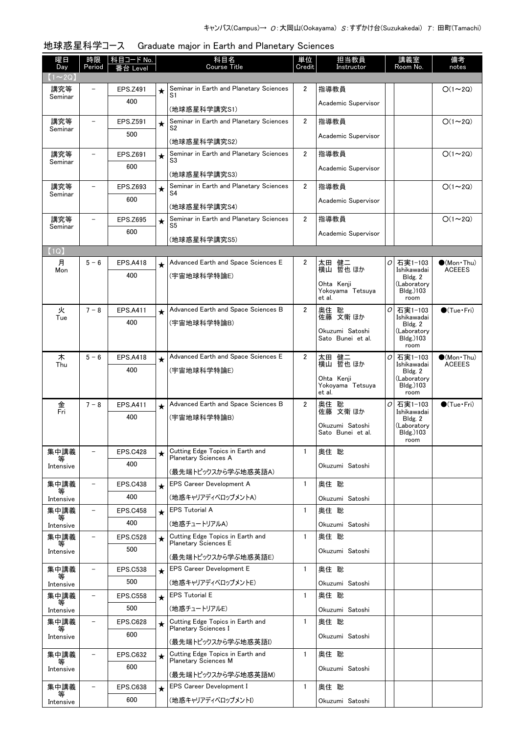キャンパス(Campus)→ O:大岡山(Ookayama) S:すずかけ台(Suzukakedai) T: 田町(Tamachi)

## 地球惑星科学コース　Graduate major in Earth and Planetary Sciences

| 曜日 Day | 時限 Period | 科目コード No. 番台 Level | | 科目名 Course Title | 単位 Credit | 担当教員 Instructor | | 講義室 Room No. | 備考 notes |
|---|---|---|---|---|---|---|---|---|---|
| 【1～2Q】 | | | | | | | | | |
| 講究等 Seminar | － | EPS.Z491 400 | ★ | Seminar in Earth and Planetary Sciences S1 (地球惑星科学講究S1) | 2 | 指導教員 Academic Supervisor | | | ○(1～2Q) |
| 講究等 Seminar | － | EPS.Z591 500 | ★ | Seminar in Earth and Planetary Sciences S2 (地球惑星科学講究S2) | 2 | 指導教員 Academic Supervisor | | | ○(1～2Q) |
| 講究等 Seminar | － | EPS.Z691 600 | ★ | Seminar in Earth and Planetary Sciences S3 (地球惑星科学講究S3) | 2 | 指導教員 Academic Supervisor | | | ○(1～2Q) |
| 講究等 Seminar | － | EPS.Z693 600 | ★ | Seminar in Earth and Planetary Sciences S4 (地球惑星科学講究S4) | 2 | 指導教員 Academic Supervisor | | | ○(1～2Q) |
| 講究等 Seminar | － | EPS.Z695 600 | ★ | Seminar in Earth and Planetary Sciences S5 (地球惑星科学講究S5) | 2 | 指導教員 Academic Supervisor | | | ○(1～2Q) |
| 【1Q】 | | | | | | | | | |
| 月 Mon | 5－6 | EPS.A418 400 | ★ | Advanced Earth and Space Sciences E (宇宙地球科学特論E) | 2 | 太田 健二 横山 哲也 ほか Ohta Kenji Yokoyama Tetsuya et al. | O | 石実1-103 Ishikawadai Bldg. 2 (Laboratory Bldg.)103 room | ●(Mon・Thu) ACEEES |
| 火 Tue | 7－8 | EPS.A411 400 | ★ | Advanced Earth and Space Sciences B (宇宙地球科学特論B) | 2 | 奥住 聡 佐藤 文衛 ほか Okuzumi Satoshi Sato Bunei et al. | O | 石実1-103 Ishikawadai Bldg. 2 (Laboratory Bldg.)103 room | ●(Tue・Fri) |
| 木 Thu | 5－6 | EPS.A418 400 | ★ | Advanced Earth and Space Sciences E (宇宙地球科学特論E) | 2 | 太田 健二 横山 哲也 ほか Ohta Kenji Yokoyama Tetsuya et al. | O | 石実1-103 Ishikawadai Bldg. 2 (Laboratory Bldg.)103 room | ●(Mon・Thu) ACEEES |
| 金 Fri | 7－8 | EPS.A411 400 | ★ | Advanced Earth and Space Sciences B (宇宙地球科学特論B) | 2 | 奥住 聡 佐藤 文衛 ほか Okuzumi Satoshi Sato Bunei et al. | O | 石実1-103 Ishikawadai Bldg. 2 (Laboratory Bldg.)103 room | ●(Tue・Fri) |
| 集中講義等 Intensive | － | EPS.C428 400 | ★ | Cutting Edge Topics in Earth and Planetary Sciences A (最先端トピックスから学ぶ地惑英語A) | 1 | 奥住 聡 Okuzumi Satoshi | | | |
| 集中講義等 Intensive | － | EPS.C438 400 | ★ | EPS Career Development A (地惑キャリアディベロップメントA) | 1 | 奥住 聡 Okuzumi Satoshi | | | |
| 集中講義等 Intensive | － | EPS.C458 400 | ★ | EPS Tutorial A (地惑チュートリアルA) | 1 | 奥住 聡 Okuzumi Satoshi | | | |
| 集中講義等 Intensive | － | EPS.C528 500 | ★ | Cutting Edge Topics in Earth and Planetary Sciences E (最先端トピックスから学ぶ地惑英語E) | 1 | 奥住 聡 Okuzumi Satoshi | | | |
| 集中講義等 Intensive | － | EPS.C538 500 | ★ | EPS Career Development E (地惑キャリアディベロップメントE) | 1 | 奥住 聡 Okuzumi Satoshi | | | |
| 集中講義等 Intensive | － | EPS.C558 500 | ★ | EPS Tutorial E (地惑チュートリアルE) | 1 | 奥住 聡 Okuzumi Satoshi | | | |
| 集中講義等 Intensive | － | EPS.C628 600 | ★ | Cutting Edge Topics in Earth and Planetary Sciences I (最先端トピックスから学ぶ地惑英語I) | 1 | 奥住 聡 Okuzumi Satoshi | | | |
| 集中講義等 Intensive | － | EPS.C632 600 | ★ | Cutting Edge Topics in Earth and Planetary Sciences M (最先端トピックスから学ぶ地惑英語M) | 1 | 奥住 聡 Okuzumi Satoshi | | | |
| 集中講義等 Intensive | － | EPS.C638 600 | ★ | EPS Career Development I (地惑キャリアディベロップメントI) | 1 | 奥住 聡 Okuzumi Satoshi | | | |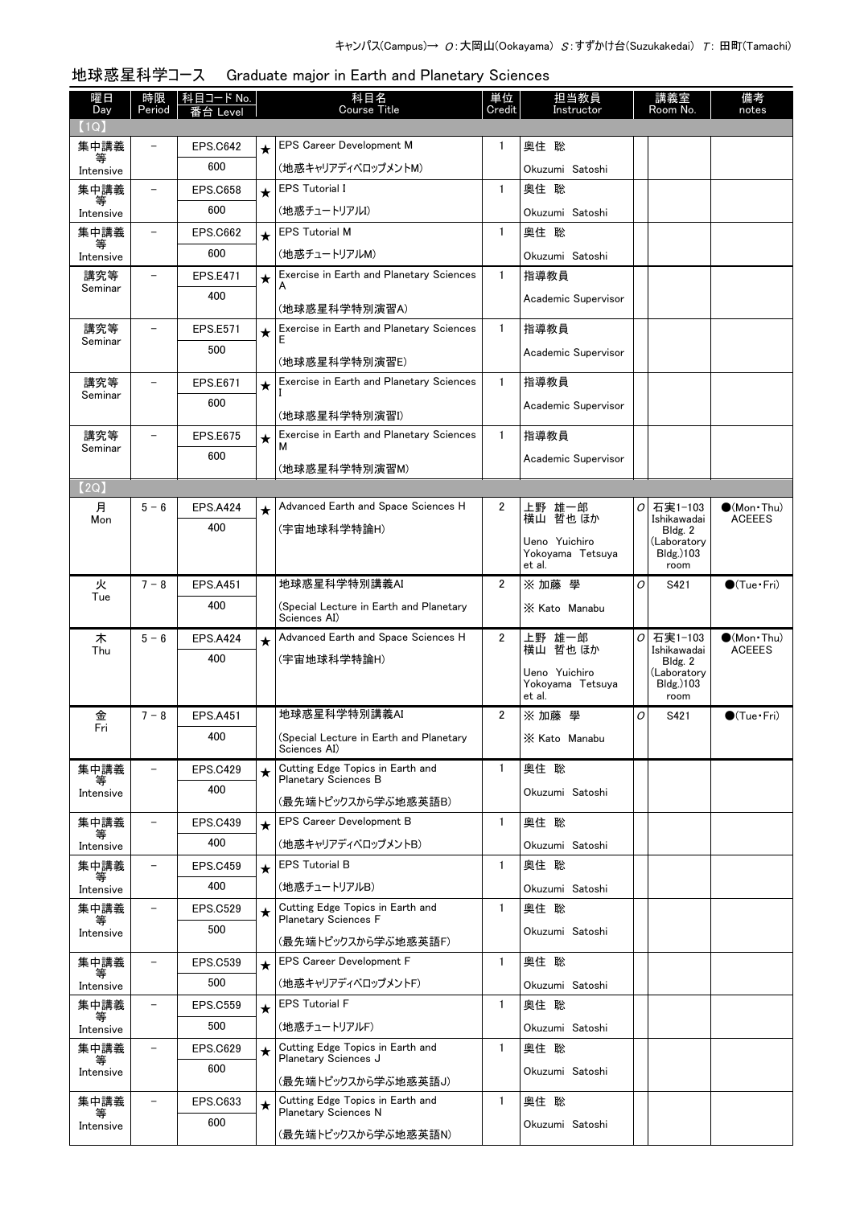キャンパス(Campus)→ O:大岡山(Ookayama) S:すずかけ台(Suzukakedai) T: 田町(Tamachi)

## 地球惑星科学コース　Graduate major in Earth and Planetary Sciences

| 曜日 Day | 時限 Period | 科目コード No. 番台 Level | | 科目名 Course Title | 単位 Credit | 担当教員 Instructor | | 講義室 Room No. | 備考 notes |
|---|---|---|---|---|---|---|---|---|---|
| 【1Q】 | | | | | | | | | |
| 集中講義等 Intensive | – | EPS.C642 600 | ★ | EPS Career Development M (地惑キャリアディベロップメントM) | 1 | 奥住 聡 Okuzumi Satoshi | | | |
| 集中講義等 Intensive | – | EPS.C658 600 | ★ | EPS Tutorial I (地惑チュートリアルI) | 1 | 奥住 聡 Okuzumi Satoshi | | | |
| 集中講義等 Intensive | – | EPS.C662 600 | ★ | EPS Tutorial M (地惑チュートリアルM) | 1 | 奥住 聡 Okuzumi Satoshi | | | |
| 講究等 Seminar | – | EPS.E471 400 | ★ | Exercise in Earth and Planetary Sciences A (地球惑星科学特別演習A) | 1 | 指導教員 Academic Supervisor | | | |
| 講究等 Seminar | – | EPS.E571 500 | ★ | Exercise in Earth and Planetary Sciences E (地球惑星科学特別演習E) | 1 | 指導教員 Academic Supervisor | | | |
| 講究等 Seminar | – | EPS.E671 600 | ★ | Exercise in Earth and Planetary Sciences I (地球惑星科学特別演習I) | 1 | 指導教員 Academic Supervisor | | | |
| 講究等 Seminar | – | EPS.E675 600 | ★ | Exercise in Earth and Planetary Sciences M (地球惑星科学特別演習M) | 1 | 指導教員 Academic Supervisor | | | |
| 【2Q】 | | | | | | | | | |
| 月 Mon | 5－6 | EPS.A424 400 | ★ | Advanced Earth and Space Sciences H (宇宙地球科学特論H) | 2 | 上野 雄一郎 横山 哲也 ほか Ueno Yuichiro Yokoyama Tetsuya et al. | O | 石実1-103 Ishikawadai Bldg. 2 (Laboratory Bldg.)103 room | ●(Mon・Thu) ACEEES |
| 火 Tue | 7－8 | EPS.A451 400 | | 地球惑星科学特別講義AI (Special Lecture in Earth and Planetary Sciences AI) | 2 | ※ 加藤 學 ※ Kato Manabu | O | S421 | ●(Tue・Fri) |
| 木 Thu | 5－6 | EPS.A424 400 | ★ | Advanced Earth and Space Sciences H (宇宙地球科学特論H) | 2 | 上野 雄一郎 横山 哲也 ほか Ueno Yuichiro Yokoyama Tetsuya et al. | O | 石実1-103 Ishikawadai Bldg. 2 (Laboratory Bldg.)103 room | ●(Mon・Thu) ACEEES |
| 金 Fri | 7－8 | EPS.A451 400 | | 地球惑星科学特別講義AI (Special Lecture in Earth and Planetary Sciences AI) | 2 | ※ 加藤 學 ※ Kato Manabu | O | S421 | ●(Tue・Fri) |
| 集中講義等 Intensive | – | EPS.C429 400 | ★ | Cutting Edge Topics in Earth and Planetary Sciences B (最先端トピックスから学ぶ地惑英語B) | 1 | 奥住 聡 Okuzumi Satoshi | | | |
| 集中講義等 Intensive | – | EPS.C439 400 | ★ | EPS Career Development B (地惑キャリアディベロップメントB) | 1 | 奥住 聡 Okuzumi Satoshi | | | |
| 集中講義等 Intensive | – | EPS.C459 400 | ★ | EPS Tutorial B (地惑チュートリアルB) | 1 | 奥住 聡 Okuzumi Satoshi | | | |
| 集中講義等 Intensive | – | EPS.C529 500 | ★ | Cutting Edge Topics in Earth and Planetary Sciences F (最先端トピックスから学ぶ地惑英語F) | 1 | 奥住 聡 Okuzumi Satoshi | | | |
| 集中講義等 Intensive | – | EPS.C539 500 | ★ | EPS Career Development F (地惑キャリアディベロップメントF) | 1 | 奥住 聡 Okuzumi Satoshi | | | |
| 集中講義等 Intensive | – | EPS.C559 500 | ★ | EPS Tutorial F (地惑チュートリアルF) | 1 | 奥住 聡 Okuzumi Satoshi | | | |
| 集中講義等 Intensive | – | EPS.C629 600 | ★ | Cutting Edge Topics in Earth and Planetary Sciences J (最先端トピックスから学ぶ地惑英語J) | 1 | 奥住 聡 Okuzumi Satoshi | | | |
| 集中講義等 Intensive | – | EPS.C633 600 | ★ | Cutting Edge Topics in Earth and Planetary Sciences N (最先端トピックスから学ぶ地惑英語N) | 1 | 奥住 聡 Okuzumi Satoshi | | | |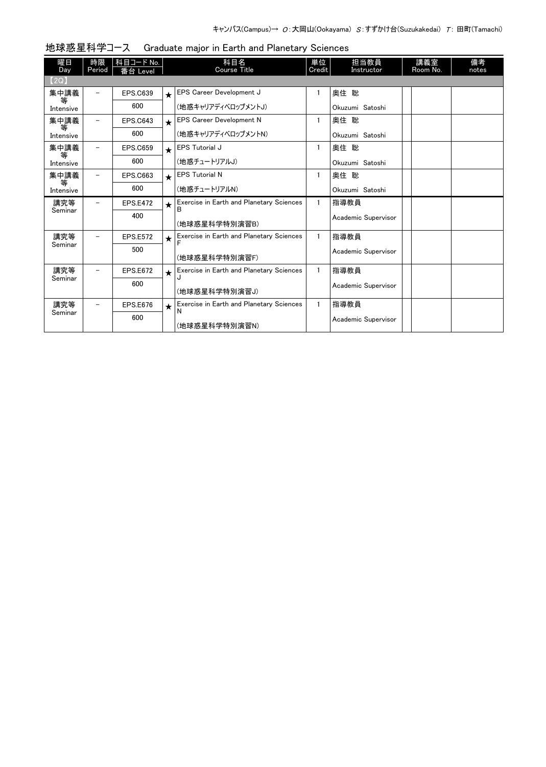キャンパス(Campus)→ O:大岡山(Ookayama) S:すずかけ台(Suzukakedai) T: 田町(Tamachi)

## 地球惑星科学コース　Graduate major in Earth and Planetary Sciences

| 曜日 Day | 時限 Period | 科目コード No. 番台 Level | | 科目名 Course Title | 単位 Credit | 担当教員 Instructor | | 講義室 Room No. | 備考 notes |
|---|---|---|---|---|---|---|---|---|---|
| 【2Q】 | | | | | | | | | |
| 集中講義等 Intensive | － | EPS.C639<br>600 | ★ | EPS Career Development J<br>(地惑キャリアディベロップメントJ) | 1 | 奥住 聡<br>Okuzumi Satoshi | | | |
| 集中講義等 Intensive | － | EPS.C643<br>600 | ★ | EPS Career Development N<br>(地惑キャリアディベロップメントN) | 1 | 奥住 聡<br>Okuzumi Satoshi | | | |
| 集中講義等 Intensive | － | EPS.C659<br>600 | ★ | EPS Tutorial J<br>(地惑チュートリアルJ) | 1 | 奥住 聡<br>Okuzumi Satoshi | | | |
| 集中講義等 Intensive | － | EPS.C663<br>600 | ★ | EPS Tutorial N<br>(地惑チュートリアルN) | 1 | 奥住 聡<br>Okuzumi Satoshi | | | |
| 講究等 Seminar | － | EPS.E472<br>400 | ★ | Exercise in Earth and Planetary Sciences B<br>(地球惑星科学特別演習B) | 1 | 指導教員<br>Academic Supervisor | | | |
| 講究等 Seminar | － | EPS.E572<br>500 | ★ | Exercise in Earth and Planetary Sciences F<br>(地球惑星科学特別演習F) | 1 | 指導教員<br>Academic Supervisor | | | |
| 講究等 Seminar | － | EPS.E672<br>600 | ★ | Exercise in Earth and Planetary Sciences J<br>(地球惑星科学特別演習J) | 1 | 指導教員<br>Academic Supervisor | | | |
| 講究等 Seminar | － | EPS.E676<br>600 | ★ | Exercise in Earth and Planetary Sciences N<br>(地球惑星科学特別演習N) | 1 | 指導教員<br>Academic Supervisor | | | |